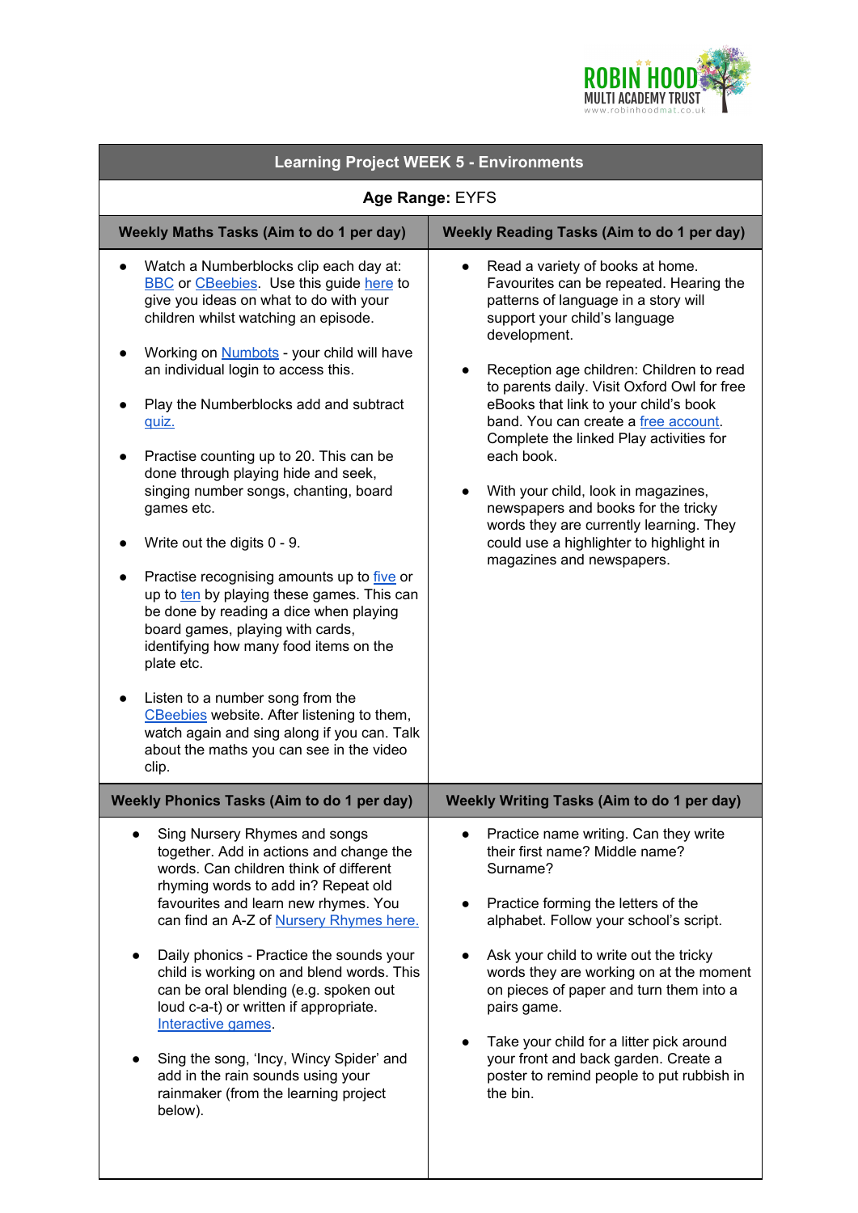ROBIN HOOD MULTI ACADEMY TRUST
www.robinhoodmat.co.uk

# Learning Project WEEK 5 - Environments

**Age Range:** EYFS

## Weekly Maths Tasks (Aim to do 1 per day)

- Watch a Numberblocks clip each day at: BBC or CBeebies. Use this guide here to give you ideas on what to do with your children whilst watching an episode.
- Working on Numbots - your child will have an individual login to access this.
- Play the Numberblocks add and subtract quiz.
- Practise counting up to 20. This can be done through playing hide and seek, singing number songs, chanting, board games etc.
- Write out the digits 0 - 9.
- Practise recognising amounts up to five or up to ten by playing these games. This can be done by reading a dice when playing board games, playing with cards, identifying how many food items on the plate etc.
- Listen to a number song from the CBeebies website. After listening to them, watch again and sing along if you can. Talk about the maths you can see in the video clip.

## Weekly Reading Tasks (Aim to do 1 per day)

- Read a variety of books at home. Favourites can be repeated. Hearing the patterns of language in a story will support your child's language development.
- Reception age children: Children to read to parents daily. Visit Oxford Owl for free eBooks that link to your child's book band. You can create a free account. Complete the linked Play activities for each book.
- With your child, look in magazines, newspapers and books for the tricky words they are currently learning. They could use a highlighter to highlight in magazines and newspapers.

## Weekly Phonics Tasks (Aim to do 1 per day)

- Sing Nursery Rhymes and songs together. Add in actions and change the words. Can children think of different rhyming words to add in? Repeat old favourites and learn new rhymes. You can find an A-Z of Nursery Rhymes here.
- Daily phonics - Practice the sounds your child is working on and blend words. This can be oral blending (e.g. spoken out loud c-a-t) or written if appropriate. Interactive games.
- Sing the song, 'Incy, Wincy Spider' and add in the rain sounds using your rainmaker (from the learning project below).

## Weekly Writing Tasks (Aim to do 1 per day)

- Practice name writing. Can they write their first name? Middle name? Surname?
- Practice forming the letters of the alphabet. Follow your school's script.
- Ask your child to write out the tricky words they are working on at the moment on pieces of paper and turn them into a pairs game.
- Take your child for a litter pick around your front and back garden. Create a poster to remind people to put rubbish in the bin.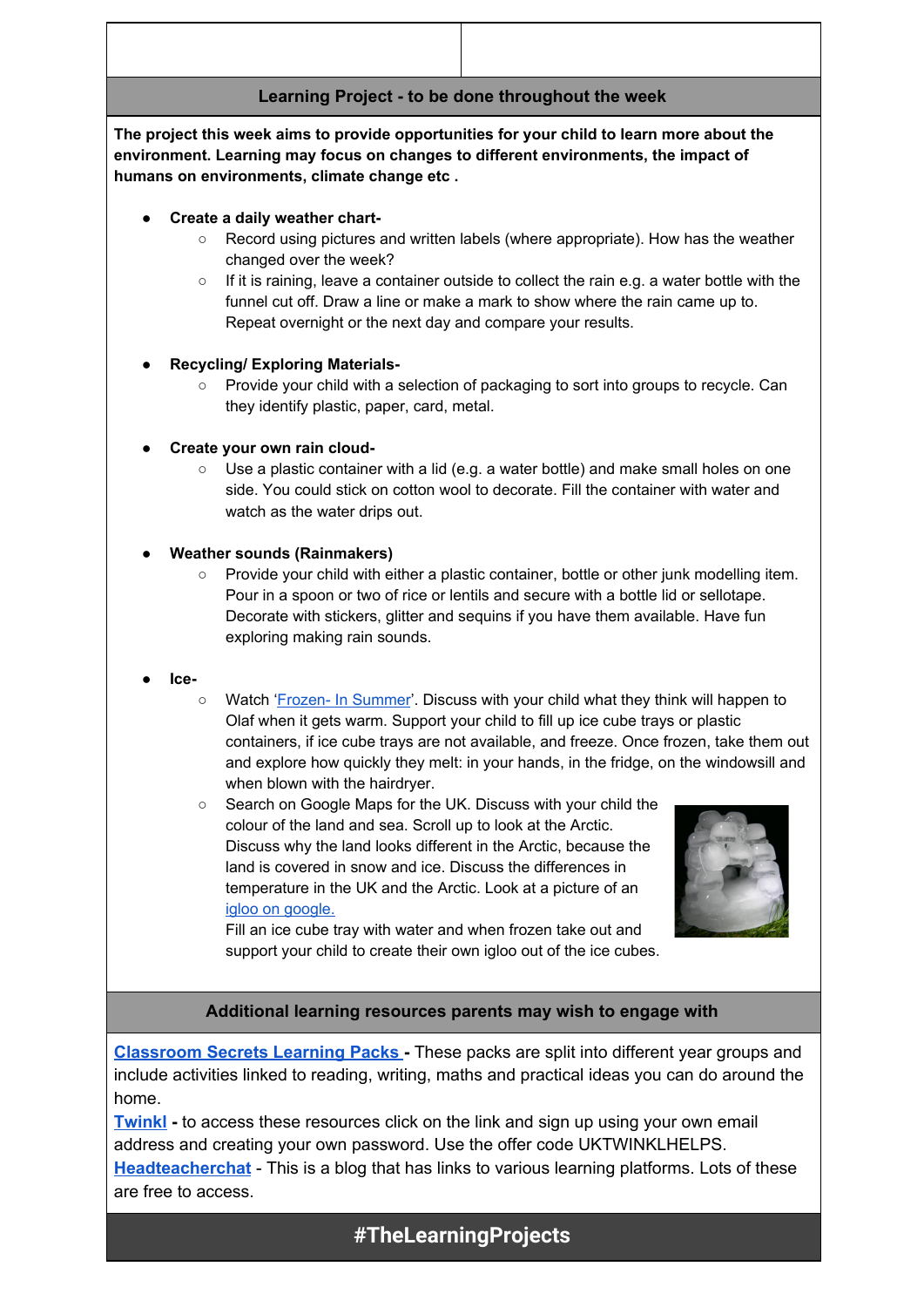## Learning Project - to be done throughout the week

**The project this week aims to provide opportunities for your child to learn more about the environment. Learning may focus on changes to different environments, the impact of humans on environments, climate change etc .**

- **Create a daily weather chart-**
  - Record using pictures and written labels (where appropriate). How has the weather changed over the week?
  - If it is raining, leave a container outside to collect the rain e.g. a water bottle with the funnel cut off. Draw a line or make a mark to show where the rain came up to. Repeat overnight or the next day and compare your results.
- **Recycling/ Exploring Materials-**
  - Provide your child with a selection of packaging to sort into groups to recycle. Can they identify plastic, paper, card, metal.
- **Create your own rain cloud-**
  - Use a plastic container with a lid (e.g. a water bottle) and make small holes on one side. You could stick on cotton wool to decorate. Fill the container with water and watch as the water drips out.
- **Weather sounds (Rainmakers)**
  - Provide your child with either a plastic container, bottle or other junk modelling item. Pour in a spoon or two of rice or lentils and secure with a bottle lid or sellotape. Decorate with stickers, glitter and sequins if you have them available. Have fun exploring making rain sounds.
- **Ice-**
  - Watch 'Frozen- In Summer'. Discuss with your child what they think will happen to Olaf when it gets warm. Support your child to fill up ice cube trays or plastic containers, if ice cube trays are not available, and freeze. Once frozen, take them out and explore how quickly they melt: in your hands, in the fridge, on the windowsill and when blown with the hairdryer.
  - Search on Google Maps for the UK. Discuss with your child the colour of the land and sea. Scroll up to look at the Arctic. Discuss why the land looks different in the Arctic, because the land is covered in snow and ice. Discuss the differences in temperature in the UK and the Arctic. Look at a picture of an igloo on google.
    Fill an ice cube tray with water and when frozen take out and support your child to create their own igloo out of the ice cubes.

## Additional learning resources parents may wish to engage with

**Classroom Secrets Learning Packs** **-** These packs are split into different year groups and include activities linked to reading, writing, maths and practical ideas you can do around the home.
**Twinkl** **-** to access these resources click on the link and sign up using your own email address and creating your own password. Use the offer code UKTWINKLHELPS.
**Headteacherchat** - This is a blog that has links to various learning platforms. Lots of these are free to access.

## #TheLearningProjects